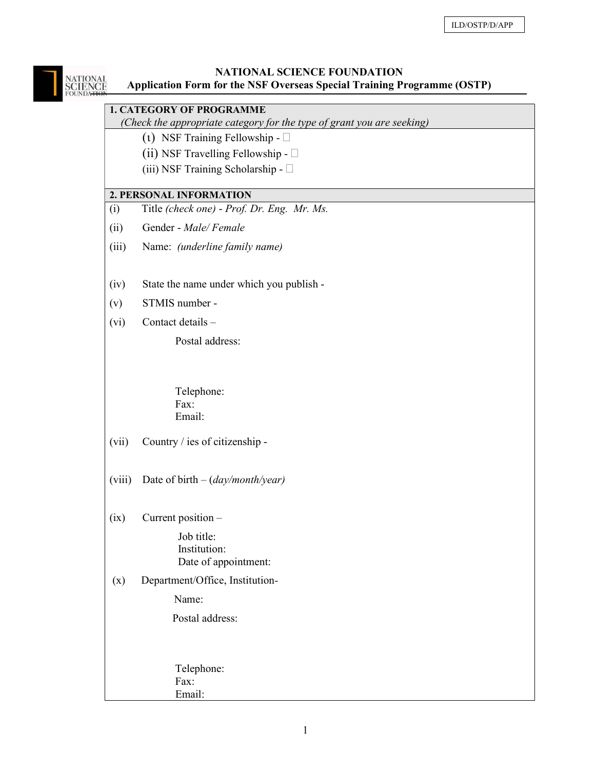ILD/OSTP/D/APP

# NATIONAL SCIENCE FOUNDATION

## Application Form for the NSF Overseas Special Training Programme (OSTP)

**1. CATEGORY OF PROGRAMME**
*(Check the appropriate category for the type of grant you are seeking)*

(i) NSF Training Fellowship - ☐
(ii) NSF Travelling Fellowship - ☐
(iii) NSF Training Scholarship - ☐

**2. PERSONAL INFORMATION**

(i) Title *(check one)* - *Prof. Dr. Eng. Mr. Ms.*

(ii) Gender - *Male/ Female*

(iii) Name: *(underline family name)*

(iv) State the name under which you publish -

(v) STMIS number -

(vi) Contact details –

Postal address:

Telephone:
Fax:
Email:

(vii) Country / ies of citizenship -

(viii) Date of birth – (*day/month/year)*

(ix) Current position –

Job title:
Institution:
Date of appointment:

(x) Department/Office, Institution-

Name:

Postal address:

Telephone:
Fax:
Email: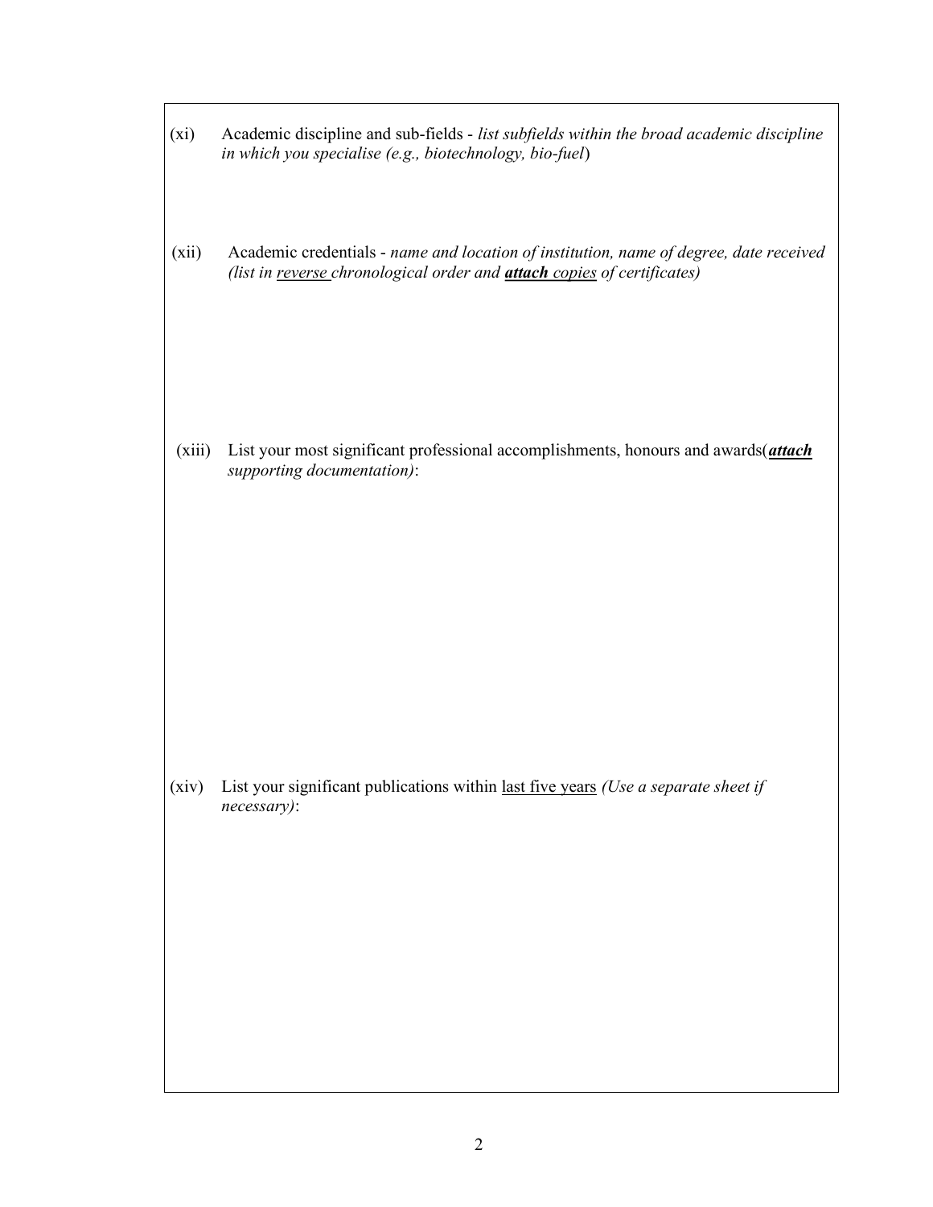(xi) Academic discipline and sub-fields - *list subfields within the broad academic discipline in which you specialise (e.g., biotechnology, bio-fuel*)

(xii) Academic credentials - *name and location of institution, name of degree, date received (list in <u>reverse</u> chronological order and* ***<u>attach</u>*** *<u>copies</u> of certificates)*

(xiii) List your most significant professional accomplishments, honours and awards(***<u>attach</u>*** *supporting documentation)*:

(xiv) List your significant publications within <u>last five years</u> *(Use a separate sheet if necessary)*: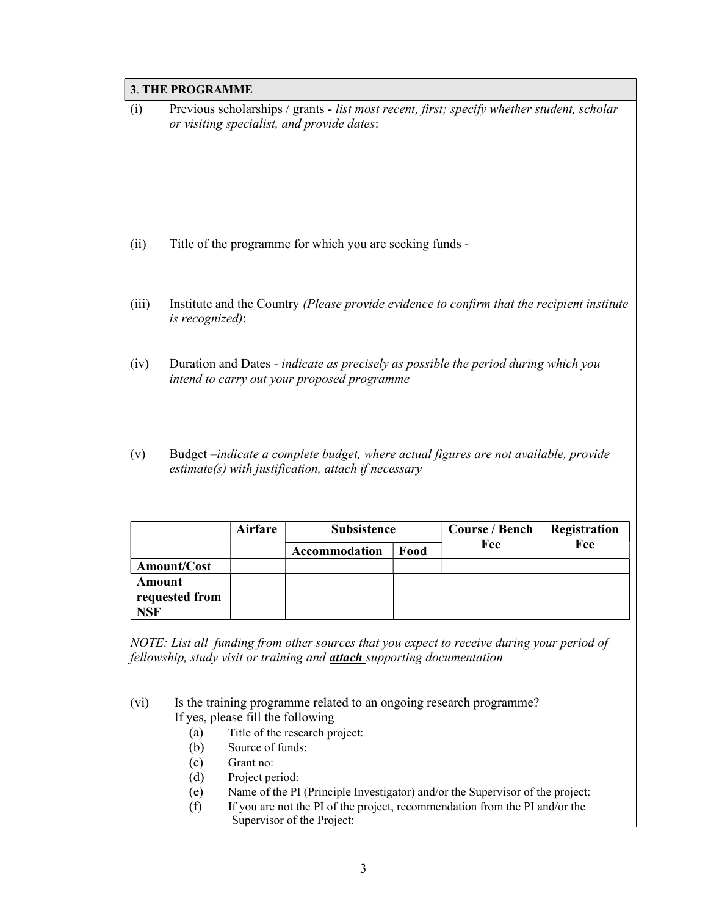## 3. THE PROGRAMME

(i) Previous scholarships / grants - *list most recent, first; specify whether student, scholar or visiting specialist, and provide dates*:

(ii) Title of the programme for which you are seeking funds -

(iii) Institute and the Country *(Please provide evidence to confirm that the recipient institute is recognized)*:

(iv) Duration and Dates - *indicate as precisely as possible the period during which you intend to carry out your proposed programme*

(v) Budget –*indicate a complete budget, where actual figures are not available, provide estimate(s) with justification, attach if necessary*

| | Airfare | Subsistence | | Course / Bench Fee | Registration Fee |
|---|---|---|---|---|---|
| | | Accommodation | Food | | |
| **Amount/Cost** | | | | | |
| **Amount requested from NSF** | | | | | |

*NOTE: List all funding from other sources that you expect to receive during your period of fellowship, study visit or training and **attach** supporting documentation*

(vi) Is the training programme related to an ongoing research programme?
If yes, please fill the following

- (a) Title of the research project:
- (b) Source of funds:
- (c) Grant no:
- (d) Project period:
- (e) Name of the PI (Principle Investigator) and/or the Supervisor of the project:
- (f) If you are not the PI of the project, recommendation from the PI and/or the Supervisor of the Project: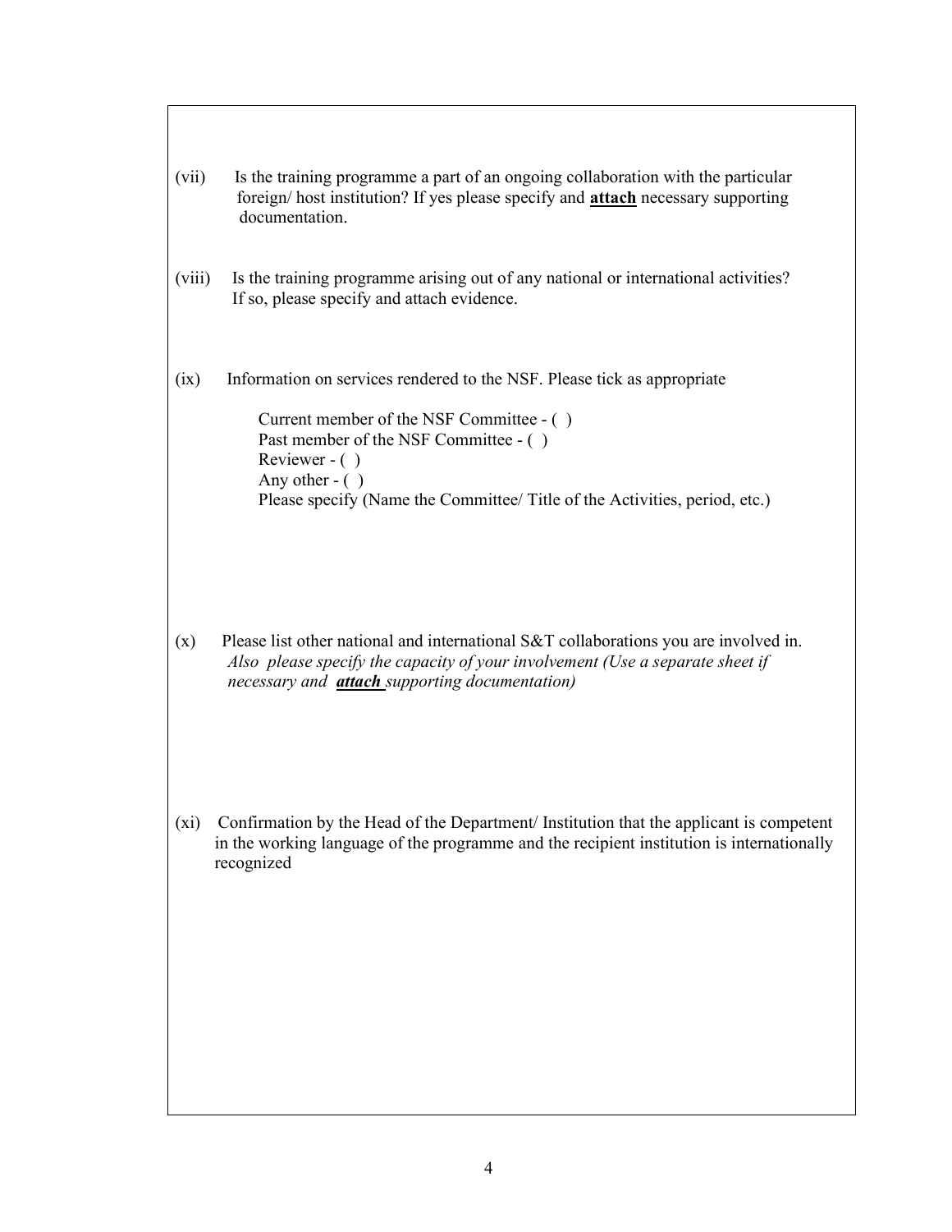(vii) Is the training programme a part of an ongoing collaboration with the particular foreign/ host institution? If yes please specify and **attach** necessary supporting documentation.

(viii) Is the training programme arising out of any national or international activities? If so, please specify and attach evidence.

(ix) Information on services rendered to the NSF. Please tick as appropriate

Current member of the NSF Committee - ( )
Past member of the NSF Committee - ( )
Reviewer - ( )
Any other - ( )
Please specify (Name the Committee/ Title of the Activities, period, etc.)

(x) Please list other national and international S&T collaborations you are involved in. *Also please specify the capacity of your involvement (Use a separate sheet if necessary and* ***attach*** *supporting documentation)*

(xi) Confirmation by the Head of the Department/ Institution that the applicant is competent in the working language of the programme and the recipient institution is internationally recognized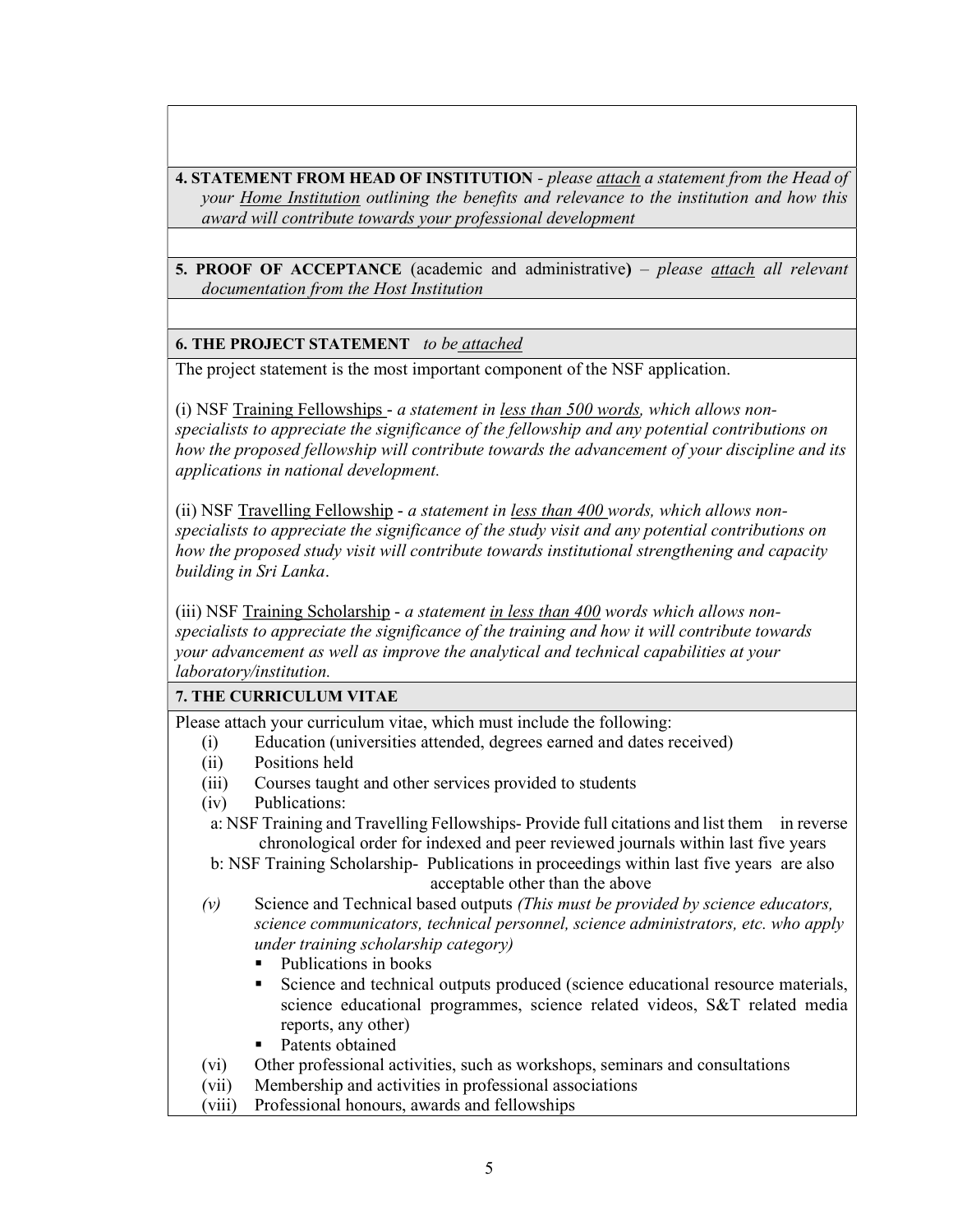**4. STATEMENT FROM HEAD OF INSTITUTION** - *please attach a statement from the Head of your Home Institution outlining the benefits and relevance to the institution and how this award will contribute towards your professional development*

**5. PROOF OF ACCEPTANCE** (academic and administrative**)** – *please attach all relevant documentation from the Host Institution*

**6. THE PROJECT STATEMENT** *to be attached*

The project statement is the most important component of the NSF application.

(i) NSF Training Fellowships - *a statement in less than 500 words, which allows non-specialists to appreciate the significance of the fellowship and any potential contributions on how the proposed fellowship will contribute towards the advancement of your discipline and its applications in national development.*

(ii) NSF Travelling Fellowship - *a statement in less than 400 words, which allows non-specialists to appreciate the significance of the study visit and any potential contributions on how the proposed study visit will contribute towards institutional strengthening and capacity building in Sri Lanka*.

(iii) NSF Training Scholarship - *a statement in less than 400 words which allows non-specialists to appreciate the significance of the training and how it will contribute towards your advancement as well as improve the analytical and technical capabilities at your laboratory/institution.*

**7. THE CURRICULUM VITAE**

Please attach your curriculum vitae, which must include the following:

- (i) Education (universities attended, degrees earned and dates received)
- (ii) Positions held
- (iii) Courses taught and other services provided to students
- (iv) Publications:
  - a: NSF Training and Travelling Fellowships- Provide full citations and list them in reverse chronological order for indexed and peer reviewed journals within last five years
  - b: NSF Training Scholarship- Publications in proceedings within last five years are also acceptable other than the above
- *(v)* Science and Technical based outputs *(This must be provided by science educators, science communicators, technical personnel, science administrators, etc. who apply under training scholarship category)*
  - Publications in books
  - Science and technical outputs produced (science educational resource materials, science educational programmes, science related videos, S&T related media reports, any other)
  - Patents obtained
- (vi) Other professional activities, such as workshops, seminars and consultations
- (vii) Membership and activities in professional associations
- (viii) Professional honours, awards and fellowships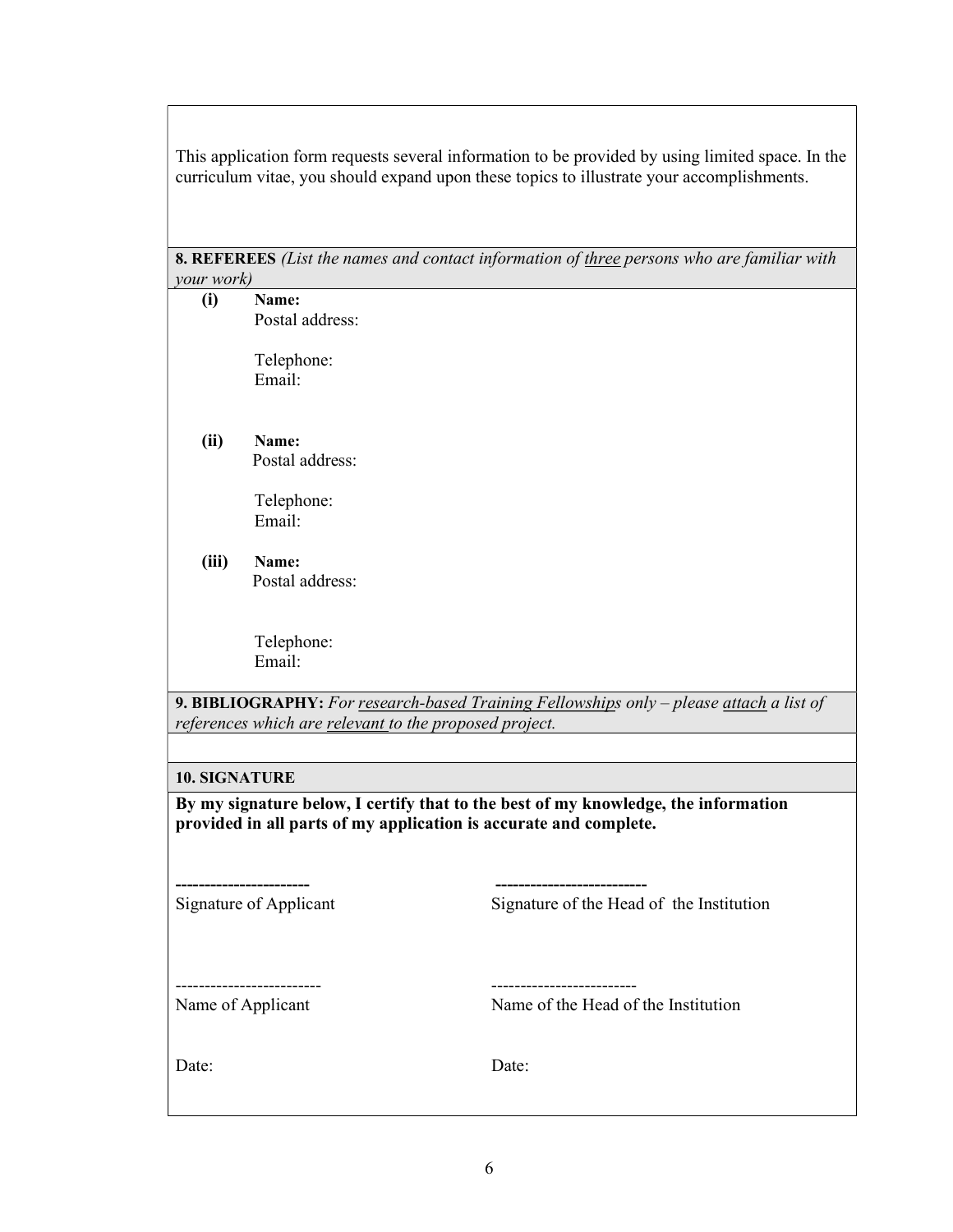This application form requests several information to be provided by using limited space. In the curriculum vitae, you should expand upon these topics to illustrate your accomplishments.

**8. REFEREES** *(List the names and contact information of three persons who are familiar with your work)*

**(i)** **Name:**
Postal address:

Telephone:
Email:

**(ii)** **Name:**
Postal address:

Telephone:
Email:

**(iii)** **Name:**
Postal address:

Telephone:
Email:

**9. BIBLIOGRAPHY:** *For research-based Training Fellowships only – please attach a list of references which are relevant to the proposed project.*

**10. SIGNATURE**

**By my signature below, I certify that to the best of my knowledge, the information provided in all parts of my application is accurate and complete.**

| | |
|---|---|
| ----------------------- | -------------------------- |
| Signature of Applicant | Signature of the Head of the Institution |
| ------------------------- | ------------------------- |
| Name of Applicant | Name of the Head of the Institution |
| Date: | Date: |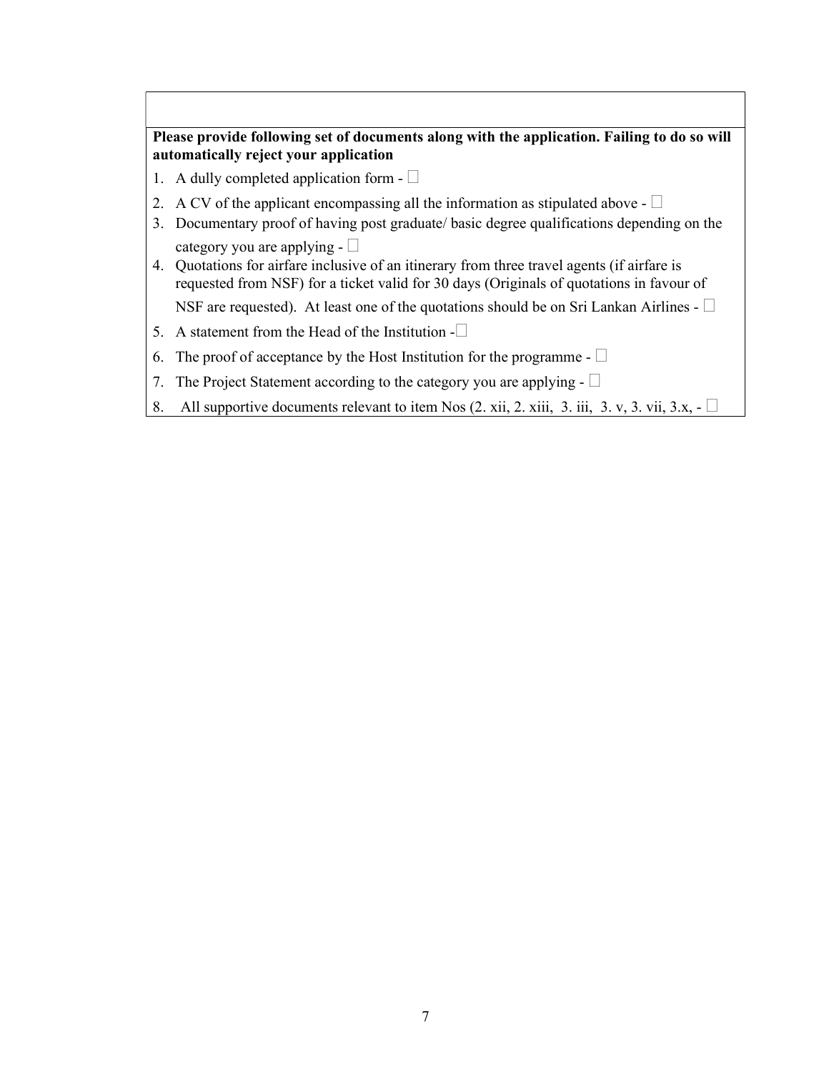**Please provide following set of documents along with the application. Failing to do so will automatically reject your application**

1. A dully completed application form - ☐
2. A CV of the applicant encompassing all the information as stipulated above - ☐
3. Documentary proof of having post graduate/ basic degree qualifications depending on the category you are applying - ☐
4. Quotations for airfare inclusive of an itinerary from three travel agents (if airfare is requested from NSF) for a ticket valid for 30 days (Originals of quotations in favour of NSF are requested). At least one of the quotations should be on Sri Lankan Airlines - ☐
5. A statement from the Head of the Institution -☐
6. The proof of acceptance by the Host Institution for the programme - ☐
7. The Project Statement according to the category you are applying - ☐
8. All supportive documents relevant to item Nos (2. xii, 2. xiii, 3. iii, 3. v, 3. vii, 3.x, - ☐